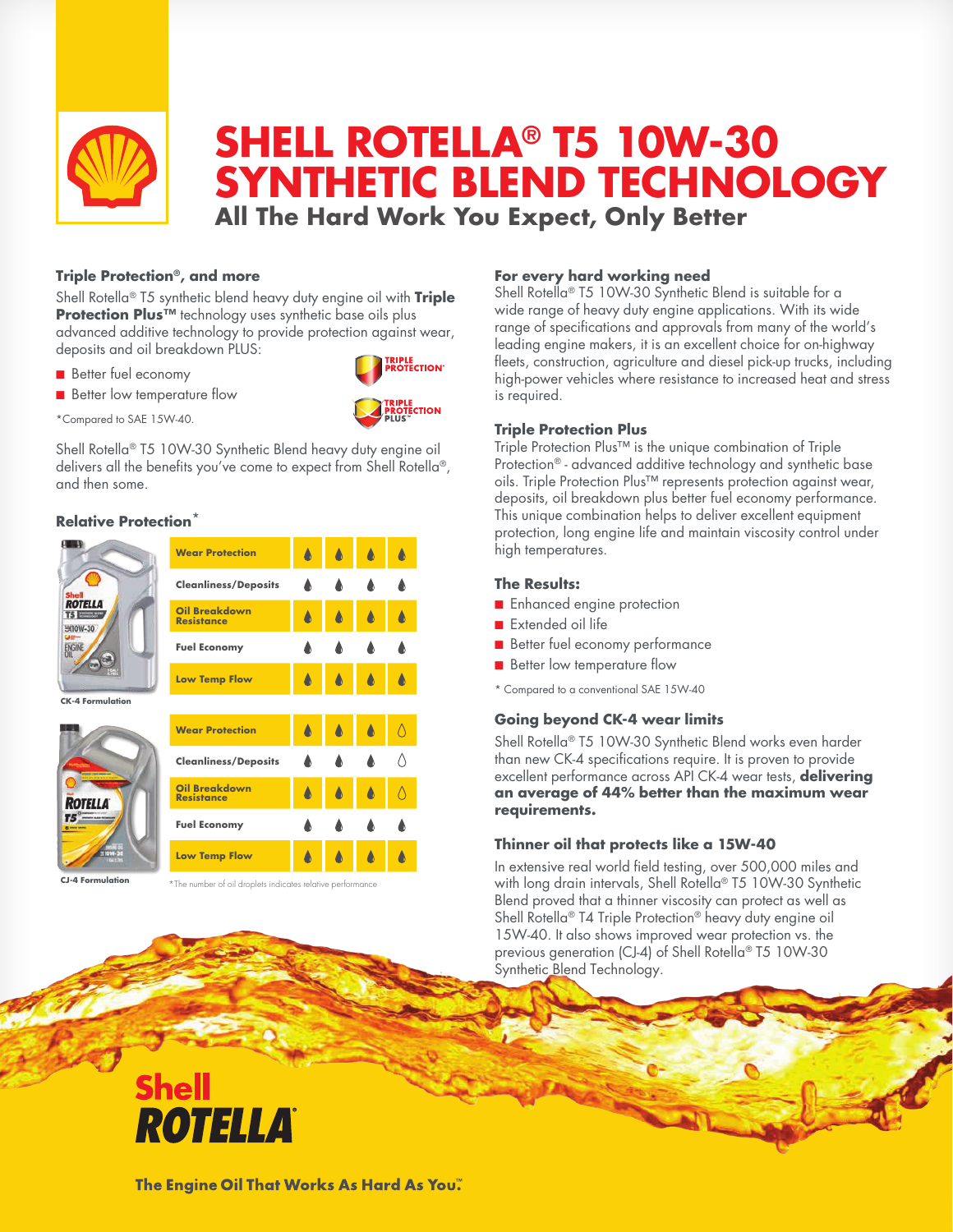# SHELL ROTELLA® T5 10W-30 SYNTHETIC BLEND TECHNOLOGY

## All The Hard Work You Expect, Only Better

### Triple Protection®, and more

Shell Rotella® T5 synthetic blend heavy duty engine oil with **Triple Protection Plus™** technology uses synthetic base oils plus advanced additive technology to provide protection against wear, deposits and oil breakdown PLUS:

- Better fuel economy
- Better low temperature flow

*Compared to SAE 15W-40.

TRIPLE PROTECTION®

TRIPLE PROTECTION PLUS™

Shell Rotella® T5 10W-30 Synthetic Blend heavy duty engine oil delivers all the benefits you've come to expect from Shell Rotella®, and then some.

### Relative Protection*

**CK-4 Formulation**

| Attribute | Droplets |
|---|---|
| Wear Protection | 4 of 4 |
| Cleanliness/Deposits | 4 of 4 |
| Oil Breakdown Resistance | 4 of 4 |
| Fuel Economy | 4 of 4 |
| Low Temp Flow | 4 of 4 |

**CJ-4 Formulation**

| Attribute | Droplets |
|---|---|
| Wear Protection | 3 of 4 |
| Cleanliness/Deposits | 3 of 4 |
| Oil Breakdown Resistance | 3 of 4 |
| Fuel Economy | 4 of 4 |
| Low Temp Flow | 4 of 4 |

*The number of oil droplets indicates relative performance

### For every hard working need

Shell Rotella® T5 10W-30 Synthetic Blend is suitable for a wide range of heavy duty engine applications. With its wide range of specifications and approvals from many of the world's leading engine makers, it is an excellent choice for on-highway fleets, construction, agriculture and diesel pick-up trucks, including high-power vehicles where resistance to increased heat and stress is required.

### Triple Protection Plus

Triple Protection Plus™ is the unique combination of Triple Protection® - advanced additive technology and synthetic base oils. Triple Protection Plus™ represents protection against wear, deposits, oil breakdown plus better fuel economy performance. This unique combination helps to deliver excellent equipment protection, long engine life and maintain viscosity control under high temperatures.

### The Results:

- Enhanced engine protection
- Extended oil life
- Better fuel economy performance
- Better low temperature flow

\* Compared to a conventional SAE 15W-40

### Going beyond CK-4 wear limits

Shell Rotella® T5 10W-30 Synthetic Blend works even harder than new CK-4 specifications require. It is proven to provide excellent performance across API CK-4 wear tests, **delivering an average of 44% better than the maximum wear requirements.**

### Thinner oil that protects like a 15W-40

In extensive real world field testing, over 500,000 miles and with long drain intervals, Shell Rotella® T5 10W-30 Synthetic Blend proved that a thinner viscosity can protect as well as Shell Rotella® T4 Triple Protection® heavy duty engine oil 15W-40. It also shows improved wear protection vs. the previous generation (CJ-4) of Shell Rotella® T5 10W-30 Synthetic Blend Technology.

**Shell ROTELLA®**

**The Engine Oil That Works As Hard As You.™**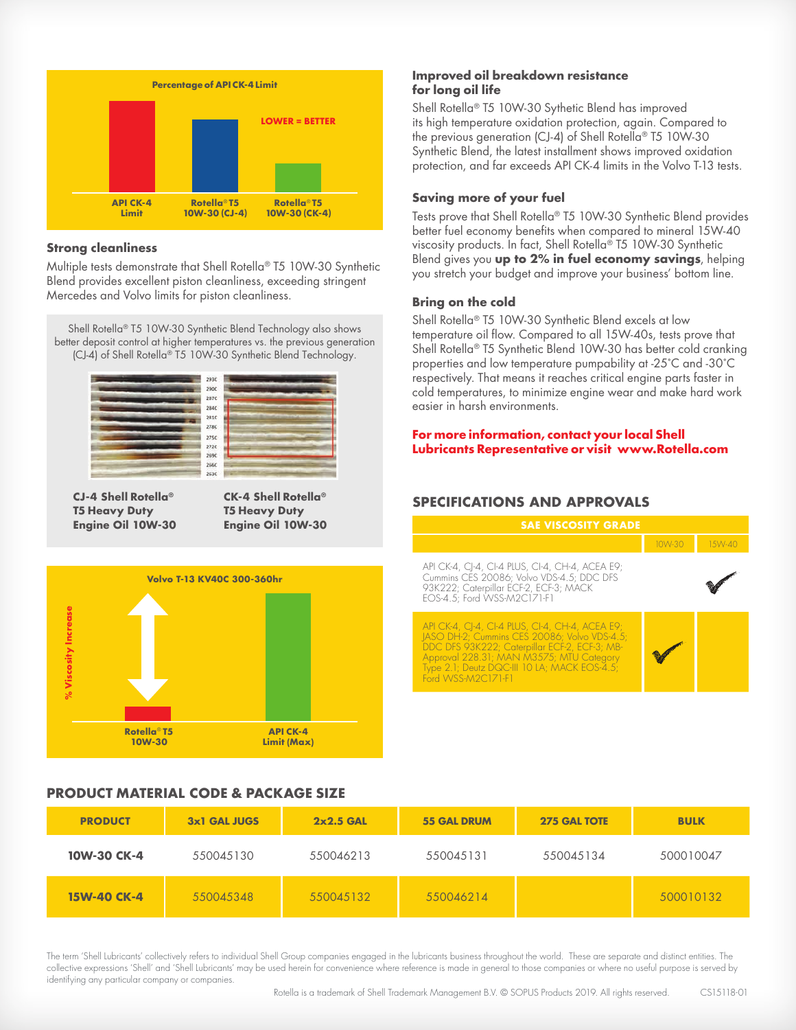Percentage of API CK-4 Limit

LOWER = BETTER

API CK-4 Limit

Rotella® T5 10W-30 (CJ-4)

Rotella® T5 10W-30 (CK-4)

### Strong cleanliness

Multiple tests demonstrate that Shell Rotella® T5 10W-30 Synthetic Blend provides excellent piston cleanliness, exceeding stringent Mercedes and Volvo limits for piston cleanliness.

Shell Rotella® T5 10W-30 Synthetic Blend Technology also shows better deposit control at higher temperatures vs. the previous generation (CJ-4) of Shell Rotella® T5 10W-30 Synthetic Blend Technology.

293C
290C
287C
284C
281C
278C
275C
272C
269C
266C
263C

**CJ-4 Shell Rotella® T5 Heavy Duty Engine Oil 10W-30**

**CK-4 Shell Rotella® T5 Heavy Duty Engine Oil 10W-30**

Volvo T-13 KV40C 300-360hr

% Viscosity Increase

Rotella® T5 10W-30

API CK-4 Limit (Max)

### Improved oil breakdown resistance for long oil life

Shell Rotella® T5 10W-30 Sythetic Blend has improved its high temperature oxidation protection, again. Compared to the previous generation (CJ-4) of Shell Rotella® T5 10W-30 Synthetic Blend, the latest installment shows improved oxidation protection, and far exceeds API CK-4 limits in the Volvo T-13 tests.

### Saving more of your fuel

Tests prove that Shell Rotella® T5 10W-30 Synthetic Blend provides better fuel economy benefits when compared to mineral 15W-40 viscosity products. In fact, Shell Rotella® T5 10W-30 Synthetic Blend gives you **up to 2% in fuel economy savings**, helping you stretch your budget and improve your business' bottom line.

### Bring on the cold

Shell Rotella® T5 10W-30 Synthetic Blend excels at low temperature oil flow. Compared to all 15W-40s, tests prove that Shell Rotella® T5 Synthetic Blend 10W-30 has better cold cranking properties and low temperature pumpability at -25°C and -30°C respectively. That means it reaches critical engine parts faster in cold temperatures, to minimize engine wear and make hard work easier in harsh environments.

**For more information, contact your local Shell Lubricants Representative or visit www.Rotella.com**

## SPECIFICATIONS AND APPROVALS

| | SAE VISCOSITY GRADE | |
|---|---|---|
| | 10W-30 | 15W-40 |
| API CK-4, CJ-4, CI-4 PLUS, CI-4, CH-4, ACEA E9; Cummins CES 20086; Volvo VDS-4.5; DDC DFS 93K222; Caterpillar ECF-2, ECF-3; MACK EOS-4.5; Ford WSS-M2C171-F1 | | ✔ |
| API CK-4, CJ-4, CI-4 PLUS, CI-4, CH-4, ACEA E9; JASO DH-2; Cummins CES 20086; Volvo VDS-4.5; DDC DFS 93K222; Caterpillar ECF-2, ECF-3; MB-Approval 228.31; MAN M3575; MTU Category Type 2.1; Deutz DQC-III 10 LA; MACK EOS-4.5; Ford WSS-M2C171-F1 | ✔ | |

## PRODUCT MATERIAL CODE & PACKAGE SIZE

| PRODUCT | 3x1 GAL JUGS | 2x2.5 GAL | 55 GAL DRUM | 275 GAL TOTE | BULK |
|---|---|---|---|---|---|
| **10W-30 CK-4** | 550045130 | 550046213 | 550045131 | 550045134 | 500010047 |
| **15W-40 CK-4** | 550045348 | 550045132 | 550046214 | | 500010132 |

The term 'Shell Lubricants' collectively refers to individual Shell Group companies engaged in the lubricants business throughout the world. These are separate and distinct entities. The collective expressions 'Shell' and 'Shell Lubricants' may be used herein for convenience where reference is made in general to those companies or where no useful purpose is served by identifying any particular company or companies.

Rotella is a trademark of Shell Trademark Management B.V. © SOPUS Products 2019. All rights reserved. CS15118-01